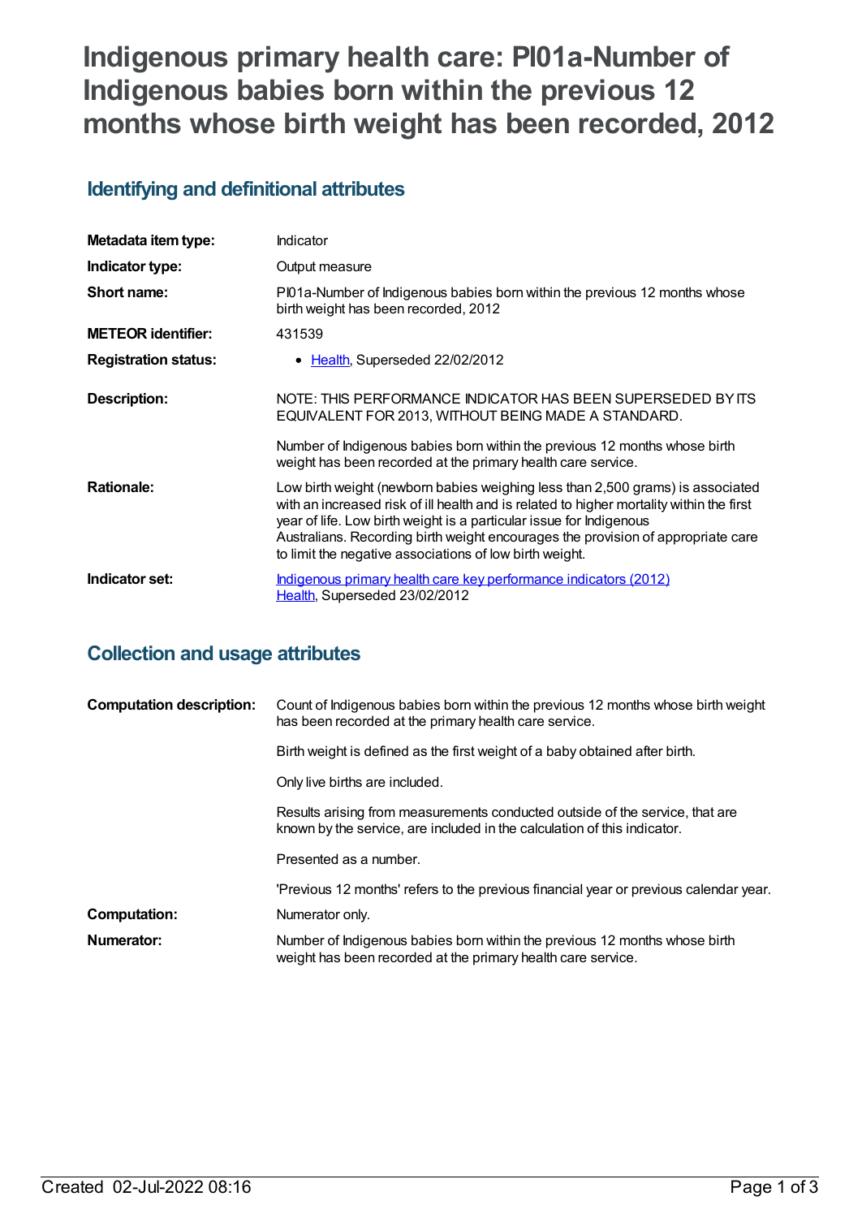# Indigenous primary health care: PI01a-Number of Indigenous babies born within the previous 12 months whose birth weight has been recorded, 2012

## Identifying and definitional attributes

| | |
|---|---|
| **Metadata item type:** | Indicator |
| **Indicator type:** | Output measure |
| **Short name:** | PI01a-Number of Indigenous babies born within the previous 12 months whose birth weight has been recorded, 2012 |
| **METEOR identifier:** | 431539 |
| **Registration status:** | • Health, Superseded 22/02/2012 |
| **Description:** | NOTE: THIS PERFORMANCE INDICATOR HAS BEEN SUPERSEDED BY ITS EQUIVALENT FOR 2013, WITHOUT BEING MADE A STANDARD.<br><br>Number of Indigenous babies born within the previous 12 months whose birth weight has been recorded at the primary health care service. |
| **Rationale:** | Low birth weight (newborn babies weighing less than 2,500 grams) is associated with an increased risk of ill health and is related to higher mortality within the first year of life. Low birth weight is a particular issue for Indigenous Australians. Recording birth weight encourages the provision of appropriate care to limit the negative associations of low birth weight. |
| **Indicator set:** | Indigenous primary health care key performance indicators (2012)<br>Health, Superseded 23/02/2012 |

## Collection and usage attributes

| | |
|---|---|
| **Computation description:** | Count of Indigenous babies born within the previous 12 months whose birth weight has been recorded at the primary health care service.<br><br>Birth weight is defined as the first weight of a baby obtained after birth.<br><br>Only live births are included.<br><br>Results arising from measurements conducted outside of the service, that are known by the service, are included in the calculation of this indicator.<br><br>Presented as a number.<br><br>'Previous 12 months' refers to the previous financial year or previous calendar year. |
| **Computation:** | Numerator only. |
| **Numerator:** | Number of Indigenous babies born within the previous 12 months whose birth weight has been recorded at the primary health care service. |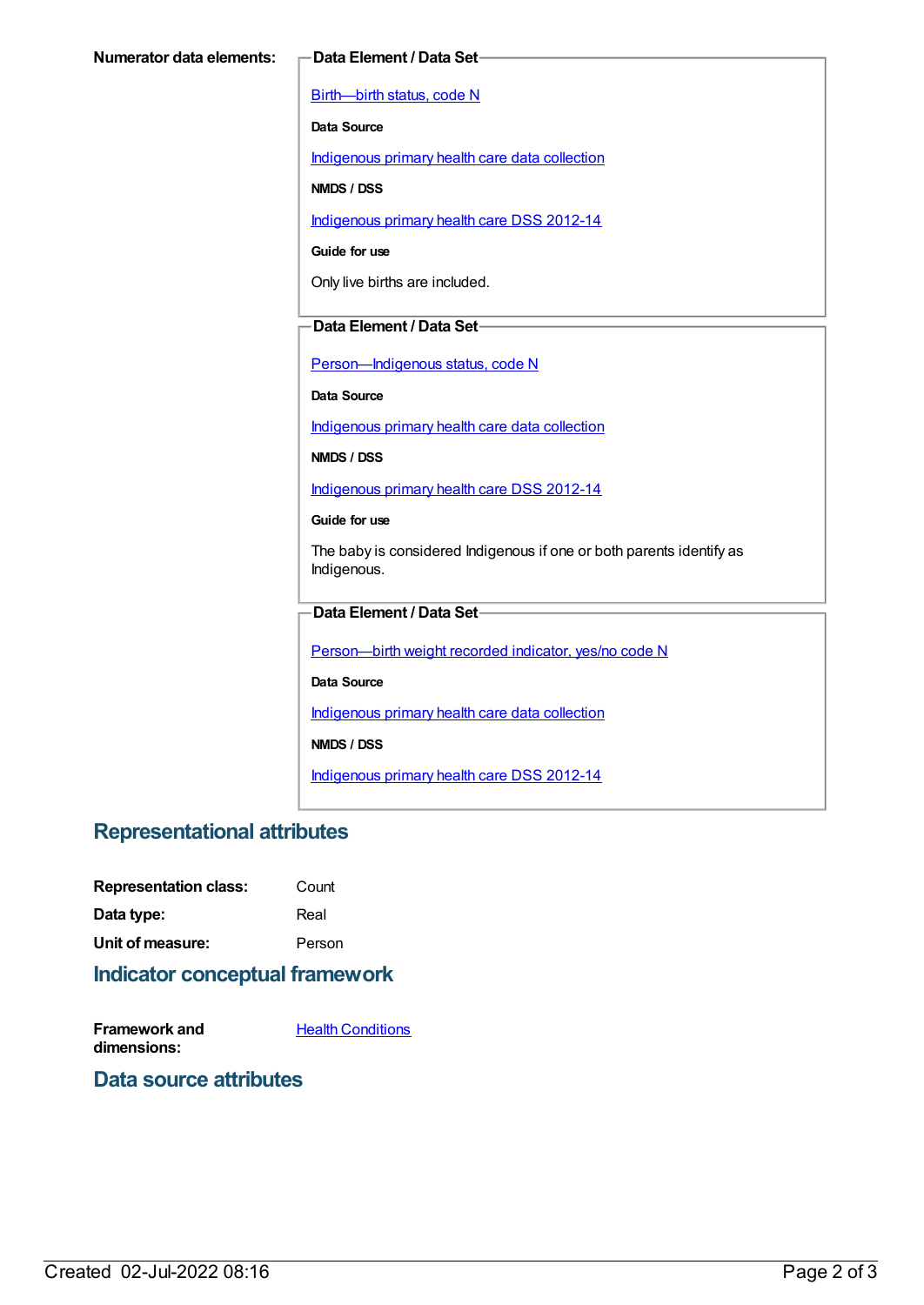**Numerator data elements:**

**Data Element / Data Set**

Birth—birth status, code N

**Data Source**

Indigenous primary health care data collection

**NMDS / DSS**

Indigenous primary health care DSS 2012-14

**Guide for use**

Only live births are included.

**Data Element / Data Set**

Person—Indigenous status, code N

**Data Source**

Indigenous primary health care data collection

**NMDS / DSS**

Indigenous primary health care DSS 2012-14

**Guide for use**

The baby is considered Indigenous if one or both parents identify as Indigenous.

**Data Element / Data Set**

Person—birth weight recorded indicator, yes/no code N

**Data Source**

Indigenous primary health care data collection

**NMDS / DSS**

Indigenous primary health care DSS 2012-14

## Representational attributes

**Representation class:** Count

**Data type:** Real

**Unit of measure:** Person

## Indicator conceptual framework

**Framework and dimensions:** Health Conditions

## Data source attributes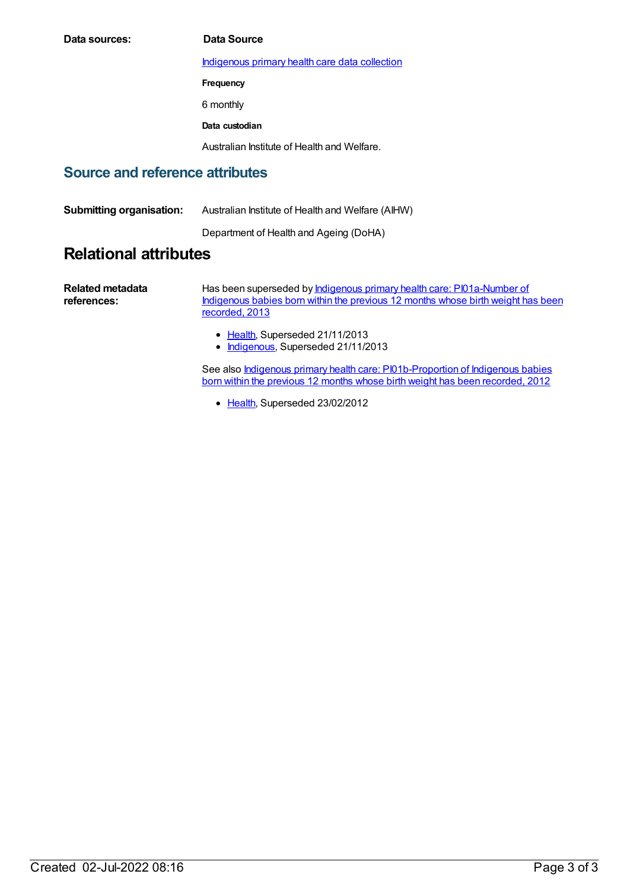**Data sources:**

**Data Source**

Indigenous primary health care data collection

**Frequency**

6 monthly

**Data custodian**

Australian Institute of Health and Welfare.

## Source and reference attributes

**Submitting organisation:** Australian Institute of Health and Welfare (AIHW)

Department of Health and Ageing (DoHA)

# Relational attributes

**Related metadata references:**

Has been superseded by Indigenous primary health care: PI01a-Number of Indigenous babies born within the previous 12 months whose birth weight has been recorded, 2013

- Health, Superseded 21/11/2013
- Indigenous, Superseded 21/11/2013

See also Indigenous primary health care: PI01b-Proportion of Indigenous babies born within the previous 12 months whose birth weight has been recorded, 2012

- Health, Superseded 23/02/2012